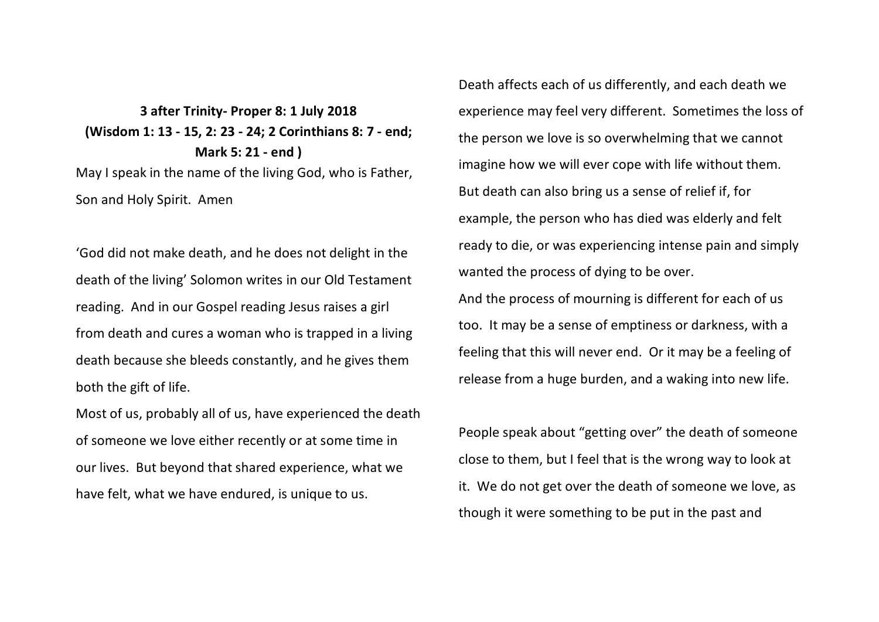**3 after Trinity- Proper 8: 1 July 2018**
**(Wisdom 1: 13 - 15, 2: 23 - 24; 2 Corinthians 8: 7 - end; Mark 5: 21 - end )**

May I speak in the name of the living God, who is Father, Son and Holy Spirit. Amen

'God did not make death, and he does not delight in the death of the living' Solomon writes in our Old Testament reading. And in our Gospel reading Jesus raises a girl from death and cures a woman who is trapped in a living death because she bleeds constantly, and he gives them both the gift of life.

Most of us, probably all of us, have experienced the death of someone we love either recently or at some time in our lives. But beyond that shared experience, what we have felt, what we have endured, is unique to us.

Death affects each of us differently, and each death we experience may feel very different. Sometimes the loss of the person we love is so overwhelming that we cannot imagine how we will ever cope with life without them. But death can also bring us a sense of relief if, for example, the person who has died was elderly and felt ready to die, or was experiencing intense pain and simply wanted the process of dying to be over.

And the process of mourning is different for each of us too. It may be a sense of emptiness or darkness, with a feeling that this will never end. Or it may be a feeling of release from a huge burden, and a waking into new life.

People speak about "getting over" the death of someone close to them, but I feel that is the wrong way to look at it. We do not get over the death of someone we love, as though it were something to be put in the past and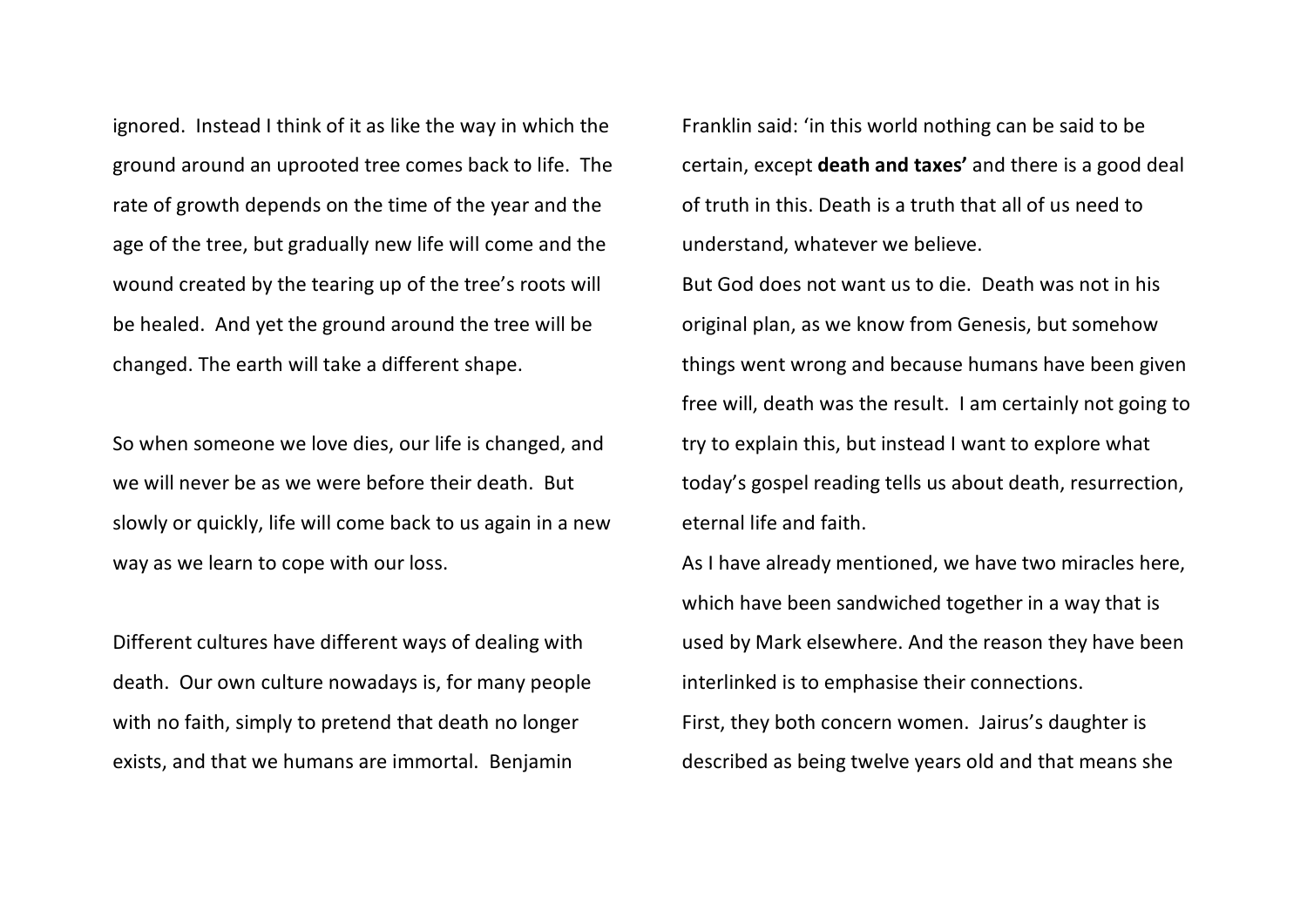ignored. Instead I think of it as like the way in which the ground around an uprooted tree comes back to life. The rate of growth depends on the time of the year and the age of the tree, but gradually new life will come and the wound created by the tearing up of the tree's roots will be healed. And yet the ground around the tree will be changed. The earth will take a different shape.

So when someone we love dies, our life is changed, and we will never be as we were before their death. But slowly or quickly, life will come back to us again in a new way as we learn to cope with our loss.

Different cultures have different ways of dealing with death. Our own culture nowadays is, for many people with no faith, simply to pretend that death no longer exists, and that we humans are immortal. Benjamin Franklin said: 'in this world nothing can be said to be certain, except **death and taxes'** and there is a good deal of truth in this. Death is a truth that all of us need to understand, whatever we believe.

But God does not want us to die. Death was not in his original plan, as we know from Genesis, but somehow things went wrong and because humans have been given free will, death was the result. I am certainly not going to try to explain this, but instead I want to explore what today's gospel reading tells us about death, resurrection, eternal life and faith.

As I have already mentioned, we have two miracles here, which have been sandwiched together in a way that is used by Mark elsewhere. And the reason they have been interlinked is to emphasise their connections.

First, they both concern women. Jairus's daughter is described as being twelve years old and that means she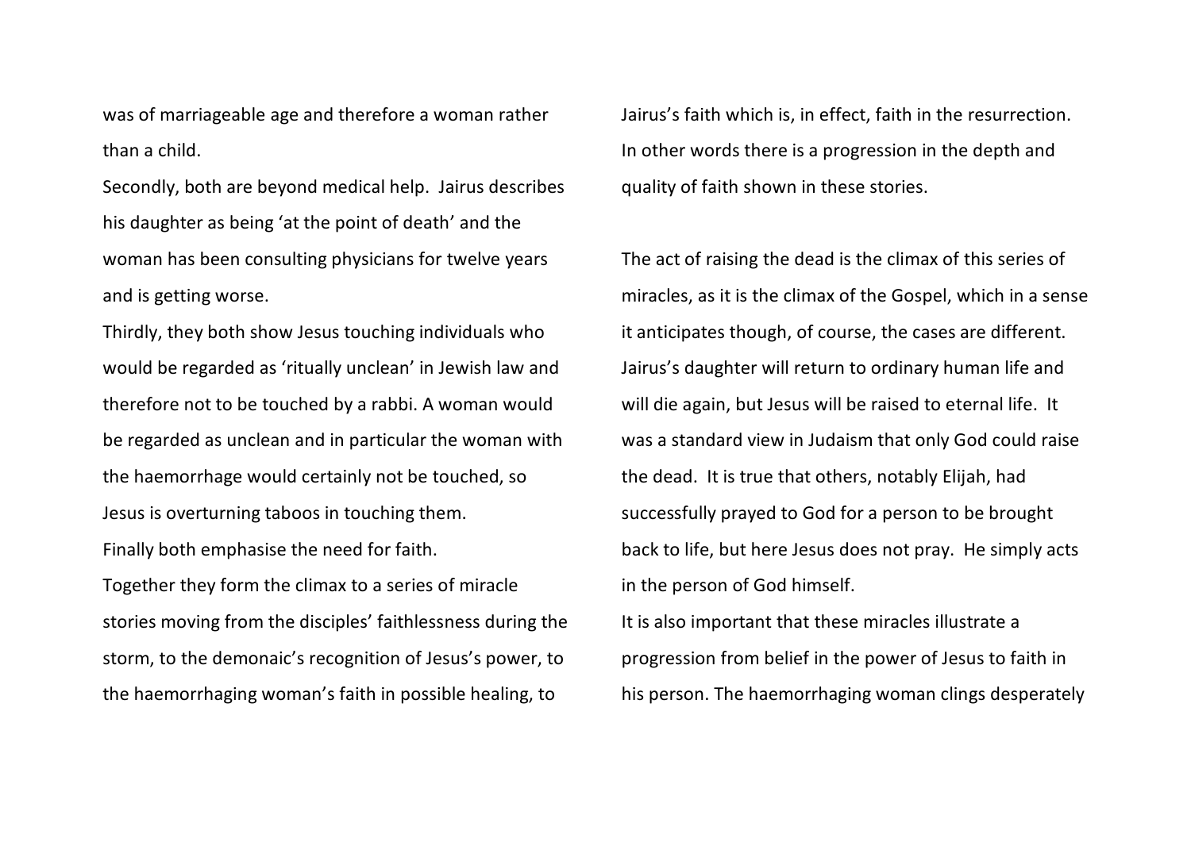was of marriageable age and therefore a woman rather than a child.

Secondly, both are beyond medical help. Jairus describes his daughter as being 'at the point of death' and the woman has been consulting physicians for twelve years and is getting worse.

Thirdly, they both show Jesus touching individuals who would be regarded as 'ritually unclean' in Jewish law and therefore not to be touched by a rabbi. A woman would be regarded as unclean and in particular the woman with the haemorrhage would certainly not be touched, so Jesus is overturning taboos in touching them.

Finally both emphasise the need for faith.

Together they form the climax to a series of miracle stories moving from the disciples' faithlessness during the storm, to the demonaic's recognition of Jesus's power, to the haemorrhaging woman's faith in possible healing, to Jairus's faith which is, in effect, faith in the resurrection. In other words there is a progression in the depth and quality of faith shown in these stories.

The act of raising the dead is the climax of this series of miracles, as it is the climax of the Gospel, which in a sense it anticipates though, of course, the cases are different. Jairus's daughter will return to ordinary human life and will die again, but Jesus will be raised to eternal life. It was a standard view in Judaism that only God could raise the dead. It is true that others, notably Elijah, had successfully prayed to God for a person to be brought back to life, but here Jesus does not pray. He simply acts in the person of God himself.

It is also important that these miracles illustrate a progression from belief in the power of Jesus to faith in his person. The haemorrhaging woman clings desperately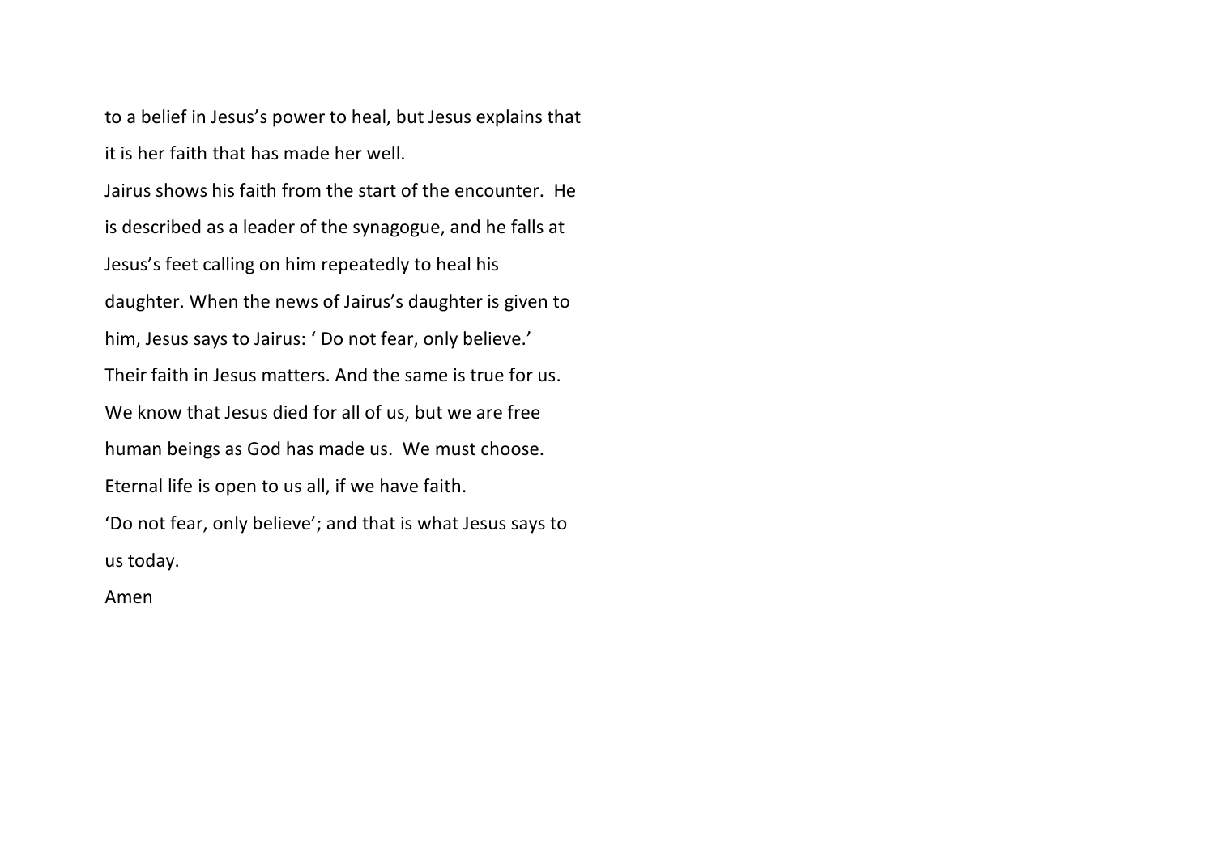to a belief in Jesus's power to heal, but Jesus explains that it is her faith that has made her well.

Jairus shows his faith from the start of the encounter. He is described as a leader of the synagogue, and he falls at Jesus's feet calling on him repeatedly to heal his daughter. When the news of Jairus's daughter is given to him, Jesus says to Jairus: ' Do not fear, only believe.'

Their faith in Jesus matters. And the same is true for us. We know that Jesus died for all of us, but we are free human beings as God has made us. We must choose. Eternal life is open to us all, if we have faith.

'Do not fear, only believe'; and that is what Jesus says to us today.

Amen